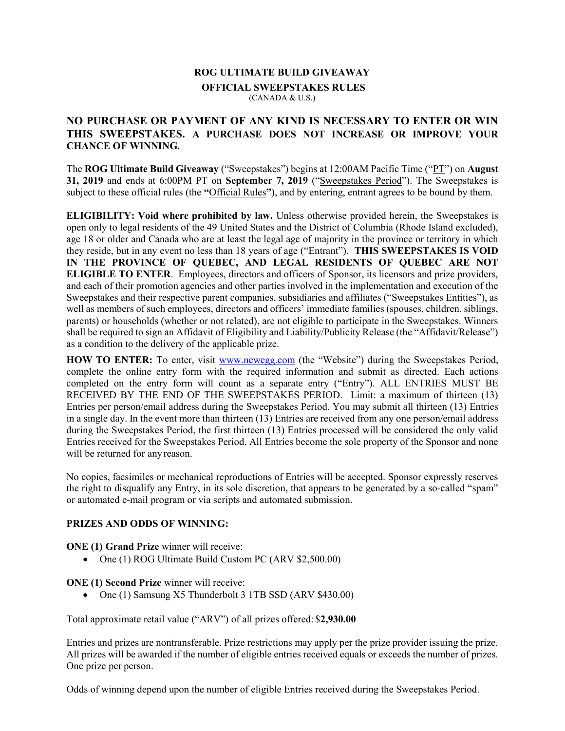# ROG ULTIMATE BUILD GIVEAWAY

## OFFICIAL SWEEPSTAKES RULES

(CANADA & U.S.)

## NO PURCHASE OR PAYMENT OF ANY KIND IS NECESSARY TO ENTER OR WIN THIS SWEEPSTAKES. A PURCHASE DOES NOT INCREASE OR IMPROVE YOUR CHANCE OF WINNING.

The **ROG Ultimate Build Giveaway** ("Sweepstakes") begins at 12:00AM Pacific Time ("PT") on **August 31, 2019** and ends at 6:00PM PT on **September 7, 2019** ("Sweepstakes Period"). The Sweepstakes is subject to these official rules (the **"**Official Rules**"**), and by entering, entrant agrees to be bound by them.

**ELIGIBILITY: Void where prohibited by law.** Unless otherwise provided herein, the Sweepstakes is open only to legal residents of the 49 United States and the District of Columbia (Rhode Island excluded), age 18 or older and Canada who are at least the legal age of majority in the province or territory in which they reside, but in any event no less than 18 years of age ("Entrant"). **THIS SWEEPSTAKES IS VOID IN THE PROVINCE OF QUEBEC, AND LEGAL RESIDENTS OF QUEBEC ARE NOT ELIGIBLE TO ENTER**. Employees, directors and officers of Sponsor, its licensors and prize providers, and each of their promotion agencies and other parties involved in the implementation and execution of the Sweepstakes and their respective parent companies, subsidiaries and affiliates ("Sweepstakes Entities"), as well as members of such employees, directors and officers' immediate families (spouses, children, siblings, parents) or households (whether or not related), are not eligible to participate in the Sweepstakes. Winners shall be required to sign an Affidavit of Eligibility and Liability/Publicity Release (the "Affidavit/Release") as a condition to the delivery of the applicable prize.

**HOW TO ENTER:** To enter, visit www.newegg.com (the "Website") during the Sweepstakes Period, complete the online entry form with the required information and submit as directed. Each actions completed on the entry form will count as a separate entry ("Entry"). ALL ENTRIES MUST BE RECEIVED BY THE END OF THE SWEEPSTAKES PERIOD. Limit: a maximum of thirteen (13) Entries per person/email address during the Sweepstakes Period. You may submit all thirteen (13) Entries in a single day. In the event more than thirteen (13) Entries are received from any one person/email address during the Sweepstakes Period, the first thirteen (13) Entries processed will be considered the only valid Entries received for the Sweepstakes Period. All Entries become the sole property of the Sponsor and none will be returned for any reason.

No copies, facsimiles or mechanical reproductions of Entries will be accepted. Sponsor expressly reserves the right to disqualify any Entry, in its sole discretion, that appears to be generated by a so-called "spam" or automated e-mail program or via scripts and automated submission.

**PRIZES AND ODDS OF WINNING:**

**ONE (1) Grand Prize** winner will receive:

- One (1) ROG Ultimate Build Custom PC (ARV $2,500.00)

**ONE (1) Second Prize** winner will receive:

- One (1) Samsung X5 Thunderbolt 3 1TB SSD (ARV $430.00)

Total approximate retail value ("ARV") of all prizes offered: $**2,930.00**

Entries and prizes are nontransferable. Prize restrictions may apply per the prize provider issuing the prize. All prizes will be awarded if the number of eligible entries received equals or exceeds the number of prizes. One prize per person.

Odds of winning depend upon the number of eligible Entries received during the Sweepstakes Period.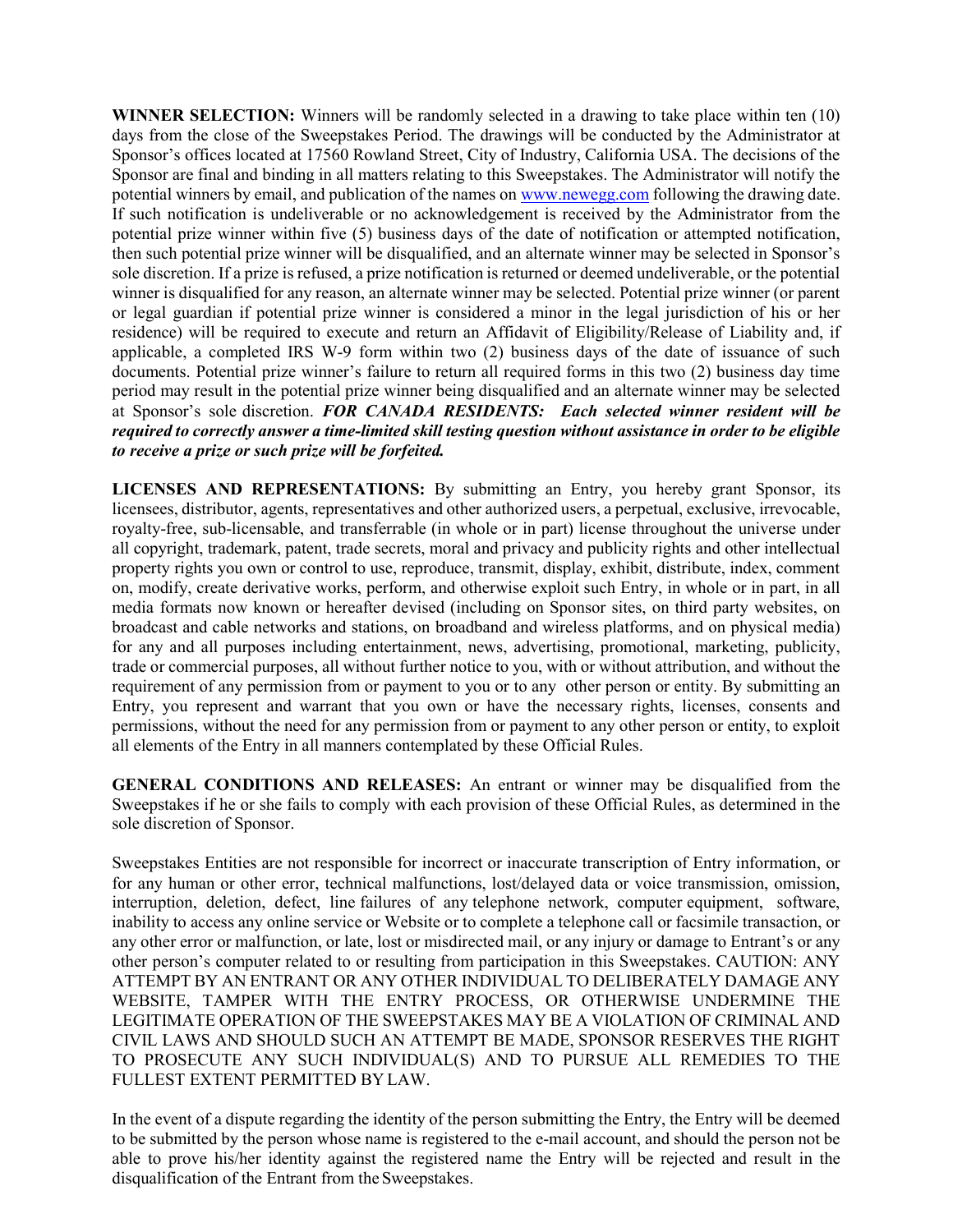**WINNER SELECTION:** Winners will be randomly selected in a drawing to take place within ten (10) days from the close of the Sweepstakes Period. The drawings will be conducted by the Administrator at Sponsor's offices located at 17560 Rowland Street, City of Industry, California USA. The decisions of the Sponsor are final and binding in all matters relating to this Sweepstakes. The Administrator will notify the potential winners by email, and publication of the names on [www.newegg.com](http://www.newegg.com) following the drawing date. If such notification is undeliverable or no acknowledgement is received by the Administrator from the potential prize winner within five (5) business days of the date of notification or attempted notification, then such potential prize winner will be disqualified, and an alternate winner may be selected in Sponsor's sole discretion. If a prize is refused, a prize notification is returned or deemed undeliverable, or the potential winner is disqualified for any reason, an alternate winner may be selected. Potential prize winner (or parent or legal guardian if potential prize winner is considered a minor in the legal jurisdiction of his or her residence) will be required to execute and return an Affidavit of Eligibility/Release of Liability and, if applicable, a completed IRS W-9 form within two (2) business days of the date of issuance of such documents. Potential prize winner's failure to return all required forms in this two (2) business day time period may result in the potential prize winner being disqualified and an alternate winner may be selected at Sponsor's sole discretion. ***FOR CANADA RESIDENTS: Each selected winner resident will be required to correctly answer a time-limited skill testing question without assistance in order to be eligible to receive a prize or such prize will be forfeited.***

**LICENSES AND REPRESENTATIONS:** By submitting an Entry, you hereby grant Sponsor, its licensees, distributor, agents, representatives and other authorized users, a perpetual, exclusive, irrevocable, royalty-free, sub-licensable, and transferrable (in whole or in part) license throughout the universe under all copyright, trademark, patent, trade secrets, moral and privacy and publicity rights and other intellectual property rights you own or control to use, reproduce, transmit, display, exhibit, distribute, index, comment on, modify, create derivative works, perform, and otherwise exploit such Entry, in whole or in part, in all media formats now known or hereafter devised (including on Sponsor sites, on third party websites, on broadcast and cable networks and stations, on broadband and wireless platforms, and on physical media) for any and all purposes including entertainment, news, advertising, promotional, marketing, publicity, trade or commercial purposes, all without further notice to you, with or without attribution, and without the requirement of any permission from or payment to you or to any other person or entity. By submitting an Entry, you represent and warrant that you own or have the necessary rights, licenses, consents and permissions, without the need for any permission from or payment to any other person or entity, to exploit all elements of the Entry in all manners contemplated by these Official Rules.

**GENERAL CONDITIONS AND RELEASES:** An entrant or winner may be disqualified from the Sweepstakes if he or she fails to comply with each provision of these Official Rules, as determined in the sole discretion of Sponsor.

Sweepstakes Entities are not responsible for incorrect or inaccurate transcription of Entry information, or for any human or other error, technical malfunctions, lost/delayed data or voice transmission, omission, interruption, deletion, defect, line failures of any telephone network, computer equipment, software, inability to access any online service or Website or to complete a telephone call or facsimile transaction, or any other error or malfunction, or late, lost or misdirected mail, or any injury or damage to Entrant's or any other person's computer related to or resulting from participation in this Sweepstakes. CAUTION: ANY ATTEMPT BY AN ENTRANT OR ANY OTHER INDIVIDUAL TO DELIBERATELY DAMAGE ANY WEBSITE, TAMPER WITH THE ENTRY PROCESS, OR OTHERWISE UNDERMINE THE LEGITIMATE OPERATION OF THE SWEEPSTAKES MAY BE A VIOLATION OF CRIMINAL AND CIVIL LAWS AND SHOULD SUCH AN ATTEMPT BE MADE, SPONSOR RESERVES THE RIGHT TO PROSECUTE ANY SUCH INDIVIDUAL(S) AND TO PURSUE ALL REMEDIES TO THE FULLEST EXTENT PERMITTED BY LAW.

In the event of a dispute regarding the identity of the person submitting the Entry, the Entry will be deemed to be submitted by the person whose name is registered to the e-mail account, and should the person not be able to prove his/her identity against the registered name the Entry will be rejected and result in the disqualification of the Entrant from the Sweepstakes.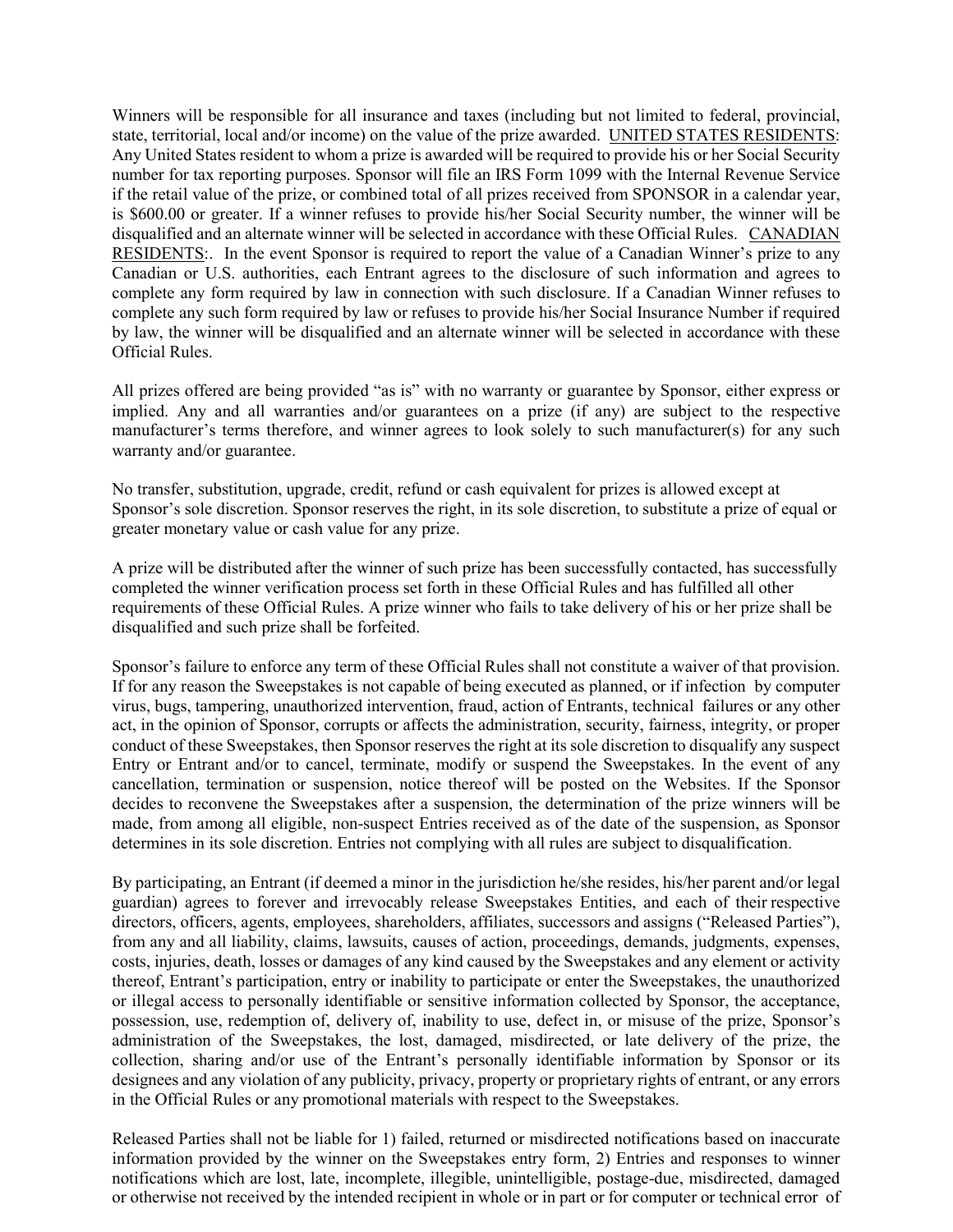Winners will be responsible for all insurance and taxes (including but not limited to federal, provincial, state, territorial, local and/or income) on the value of the prize awarded. UNITED STATES RESIDENTS: Any United States resident to whom a prize is awarded will be required to provide his or her Social Security number for tax reporting purposes. Sponsor will file an IRS Form 1099 with the Internal Revenue Service if the retail value of the prize, or combined total of all prizes received from SPONSOR in a calendar year, is $600.00 or greater. If a winner refuses to provide his/her Social Security number, the winner will be disqualified and an alternate winner will be selected in accordance with these Official Rules. CANADIAN RESIDENTS:. In the event Sponsor is required to report the value of a Canadian Winner's prize to any Canadian or U.S. authorities, each Entrant agrees to the disclosure of such information and agrees to complete any form required by law in connection with such disclosure. If a Canadian Winner refuses to complete any such form required by law or refuses to provide his/her Social Insurance Number if required by law, the winner will be disqualified and an alternate winner will be selected in accordance with these Official Rules.

All prizes offered are being provided "as is" with no warranty or guarantee by Sponsor, either express or implied. Any and all warranties and/or guarantees on a prize (if any) are subject to the respective manufacturer's terms therefore, and winner agrees to look solely to such manufacturer(s) for any such warranty and/or guarantee.

No transfer, substitution, upgrade, credit, refund or cash equivalent for prizes is allowed except at Sponsor's sole discretion. Sponsor reserves the right, in its sole discretion, to substitute a prize of equal or greater monetary value or cash value for any prize.

A prize will be distributed after the winner of such prize has been successfully contacted, has successfully completed the winner verification process set forth in these Official Rules and has fulfilled all other requirements of these Official Rules. A prize winner who fails to take delivery of his or her prize shall be disqualified and such prize shall be forfeited.

Sponsor's failure to enforce any term of these Official Rules shall not constitute a waiver of that provision. If for any reason the Sweepstakes is not capable of being executed as planned, or if infection by computer virus, bugs, tampering, unauthorized intervention, fraud, action of Entrants, technical failures or any other act, in the opinion of Sponsor, corrupts or affects the administration, security, fairness, integrity, or proper conduct of these Sweepstakes, then Sponsor reserves the right at its sole discretion to disqualify any suspect Entry or Entrant and/or to cancel, terminate, modify or suspend the Sweepstakes. In the event of any cancellation, termination or suspension, notice thereof will be posted on the Websites. If the Sponsor decides to reconvene the Sweepstakes after a suspension, the determination of the prize winners will be made, from among all eligible, non-suspect Entries received as of the date of the suspension, as Sponsor determines in its sole discretion. Entries not complying with all rules are subject to disqualification.

By participating, an Entrant (if deemed a minor in the jurisdiction he/she resides, his/her parent and/or legal guardian) agrees to forever and irrevocably release Sweepstakes Entities, and each of their respective directors, officers, agents, employees, shareholders, affiliates, successors and assigns ("Released Parties"), from any and all liability, claims, lawsuits, causes of action, proceedings, demands, judgments, expenses, costs, injuries, death, losses or damages of any kind caused by the Sweepstakes and any element or activity thereof, Entrant's participation, entry or inability to participate or enter the Sweepstakes, the unauthorized or illegal access to personally identifiable or sensitive information collected by Sponsor, the acceptance, possession, use, redemption of, delivery of, inability to use, defect in, or misuse of the prize, Sponsor's administration of the Sweepstakes, the lost, damaged, misdirected, or late delivery of the prize, the collection, sharing and/or use of the Entrant's personally identifiable information by Sponsor or its designees and any violation of any publicity, privacy, property or proprietary rights of entrant, or any errors in the Official Rules or any promotional materials with respect to the Sweepstakes.

Released Parties shall not be liable for 1) failed, returned or misdirected notifications based on inaccurate information provided by the winner on the Sweepstakes entry form, 2) Entries and responses to winner notifications which are lost, late, incomplete, illegible, unintelligible, postage-due, misdirected, damaged or otherwise not received by the intended recipient in whole or in part or for computer or technical error of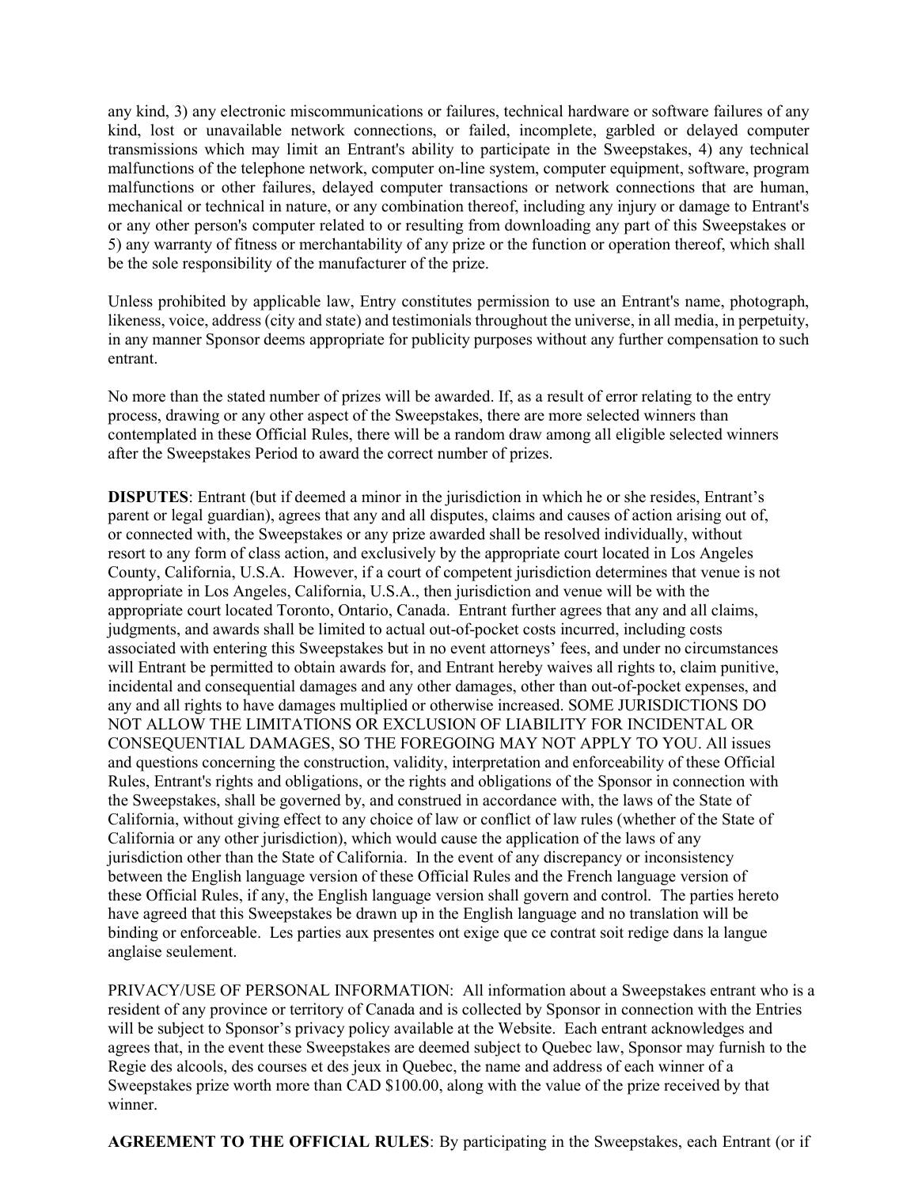any kind, 3) any electronic miscommunications or failures, technical hardware or software failures of any kind, lost or unavailable network connections, or failed, incomplete, garbled or delayed computer transmissions which may limit an Entrant's ability to participate in the Sweepstakes, 4) any technical malfunctions of the telephone network, computer on-line system, computer equipment, software, program malfunctions or other failures, delayed computer transactions or network connections that are human, mechanical or technical in nature, or any combination thereof, including any injury or damage to Entrant's or any other person's computer related to or resulting from downloading any part of this Sweepstakes or 5) any warranty of fitness or merchantability of any prize or the function or operation thereof, which shall be the sole responsibility of the manufacturer of the prize.

Unless prohibited by applicable law, Entry constitutes permission to use an Entrant's name, photograph, likeness, voice, address (city and state) and testimonials throughout the universe, in all media, in perpetuity, in any manner Sponsor deems appropriate for publicity purposes without any further compensation to such entrant.

No more than the stated number of prizes will be awarded. If, as a result of error relating to the entry process, drawing or any other aspect of the Sweepstakes, there are more selected winners than contemplated in these Official Rules, there will be a random draw among all eligible selected winners after the Sweepstakes Period to award the correct number of prizes.

**DISPUTES**: Entrant (but if deemed a minor in the jurisdiction in which he or she resides, Entrant's parent or legal guardian), agrees that any and all disputes, claims and causes of action arising out of, or connected with, the Sweepstakes or any prize awarded shall be resolved individually, without resort to any form of class action, and exclusively by the appropriate court located in Los Angeles County, California, U.S.A. However, if a court of competent jurisdiction determines that venue is not appropriate in Los Angeles, California, U.S.A., then jurisdiction and venue will be with the appropriate court located Toronto, Ontario, Canada. Entrant further agrees that any and all claims, judgments, and awards shall be limited to actual out-of-pocket costs incurred, including costs associated with entering this Sweepstakes but in no event attorneys' fees, and under no circumstances will Entrant be permitted to obtain awards for, and Entrant hereby waives all rights to, claim punitive, incidental and consequential damages and any other damages, other than out-of-pocket expenses, and any and all rights to have damages multiplied or otherwise increased. SOME JURISDICTIONS DO NOT ALLOW THE LIMITATIONS OR EXCLUSION OF LIABILITY FOR INCIDENTAL OR CONSEQUENTIAL DAMAGES, SO THE FOREGOING MAY NOT APPLY TO YOU. All issues and questions concerning the construction, validity, interpretation and enforceability of these Official Rules, Entrant's rights and obligations, or the rights and obligations of the Sponsor in connection with the Sweepstakes, shall be governed by, and construed in accordance with, the laws of the State of California, without giving effect to any choice of law or conflict of law rules (whether of the State of California or any other jurisdiction), which would cause the application of the laws of any jurisdiction other than the State of California. In the event of any discrepancy or inconsistency between the English language version of these Official Rules and the French language version of these Official Rules, if any, the English language version shall govern and control. The parties hereto have agreed that this Sweepstakes be drawn up in the English language and no translation will be binding or enforceable. Les parties aux presentes ont exige que ce contrat soit redige dans la langue anglaise seulement.

PRIVACY/USE OF PERSONAL INFORMATION: All information about a Sweepstakes entrant who is a resident of any province or territory of Canada and is collected by Sponsor in connection with the Entries will be subject to Sponsor's privacy policy available at the Website. Each entrant acknowledges and agrees that, in the event these Sweepstakes are deemed subject to Quebec law, Sponsor may furnish to the Regie des alcools, des courses et des jeux in Quebec, the name and address of each winner of a Sweepstakes prize worth more than CAD $100.00, along with the value of the prize received by that winner.

**AGREEMENT TO THE OFFICIAL RULES**: By participating in the Sweepstakes, each Entrant (or if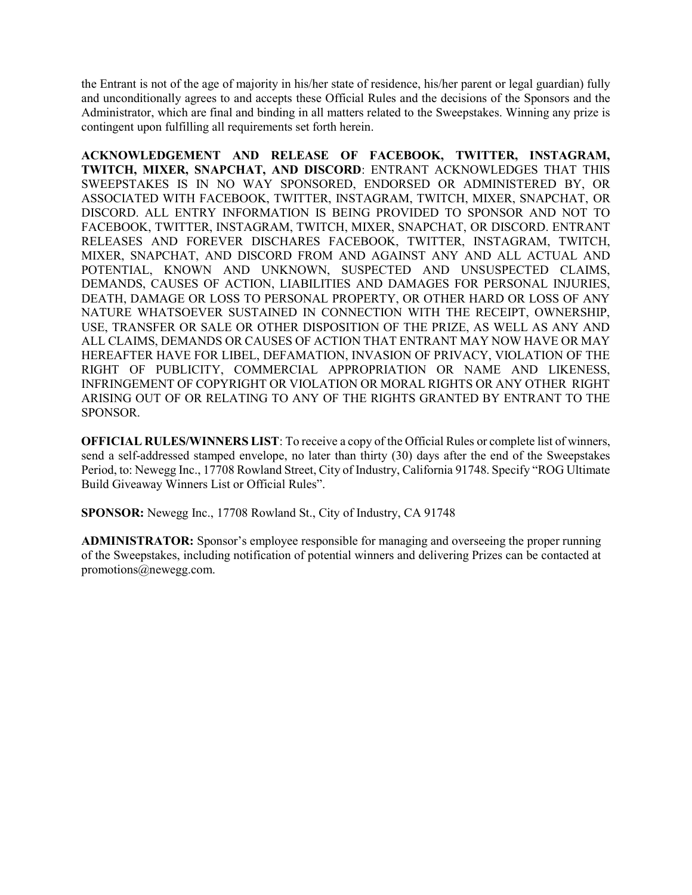the Entrant is not of the age of majority in his/her state of residence, his/her parent or legal guardian) fully and unconditionally agrees to and accepts these Official Rules and the decisions of the Sponsors and the Administrator, which are final and binding in all matters related to the Sweepstakes. Winning any prize is contingent upon fulfilling all requirements set forth herein.

**ACKNOWLEDGEMENT AND RELEASE OF FACEBOOK, TWITTER, INSTAGRAM, TWITCH, MIXER, SNAPCHAT, AND DISCORD**: ENTRANT ACKNOWLEDGES THAT THIS SWEEPSTAKES IS IN NO WAY SPONSORED, ENDORSED OR ADMINISTERED BY, OR ASSOCIATED WITH FACEBOOK, TWITTER, INSTAGRAM, TWITCH, MIXER, SNAPCHAT, OR DISCORD. ALL ENTRY INFORMATION IS BEING PROVIDED TO SPONSOR AND NOT TO FACEBOOK, TWITTER, INSTAGRAM, TWITCH, MIXER, SNAPCHAT, OR DISCORD. ENTRANT RELEASES AND FOREVER DISCHARES FACEBOOK, TWITTER, INSTAGRAM, TWITCH, MIXER, SNAPCHAT, AND DISCORD FROM AND AGAINST ANY AND ALL ACTUAL AND POTENTIAL, KNOWN AND UNKNOWN, SUSPECTED AND UNSUSPECTED CLAIMS, DEMANDS, CAUSES OF ACTION, LIABILITIES AND DAMAGES FOR PERSONAL INJURIES, DEATH, DAMAGE OR LOSS TO PERSONAL PROPERTY, OR OTHER HARD OR LOSS OF ANY NATURE WHATSOEVER SUSTAINED IN CONNECTION WITH THE RECEIPT, OWNERSHIP, USE, TRANSFER OR SALE OR OTHER DISPOSITION OF THE PRIZE, AS WELL AS ANY AND ALL CLAIMS, DEMANDS OR CAUSES OF ACTION THAT ENTRANT MAY NOW HAVE OR MAY HEREAFTER HAVE FOR LIBEL, DEFAMATION, INVASION OF PRIVACY, VIOLATION OF THE RIGHT OF PUBLICITY, COMMERCIAL APPROPRIATION OR NAME AND LIKENESS, INFRINGEMENT OF COPYRIGHT OR VIOLATION OR MORAL RIGHTS OR ANY OTHER RIGHT ARISING OUT OF OR RELATING TO ANY OF THE RIGHTS GRANTED BY ENTRANT TO THE SPONSOR.

**OFFICIAL RULES/WINNERS LIST**: To receive a copy of the Official Rules or complete list of winners, send a self-addressed stamped envelope, no later than thirty (30) days after the end of the Sweepstakes Period, to: Newegg Inc., 17708 Rowland Street, City of Industry, California 91748. Specify "ROG Ultimate Build Giveaway Winners List or Official Rules".

**SPONSOR:** Newegg Inc., 17708 Rowland St., City of Industry, CA 91748

**ADMINISTRATOR:** Sponsor's employee responsible for managing and overseeing the proper running of the Sweepstakes, including notification of potential winners and delivering Prizes can be contacted at promotions@newegg.com.